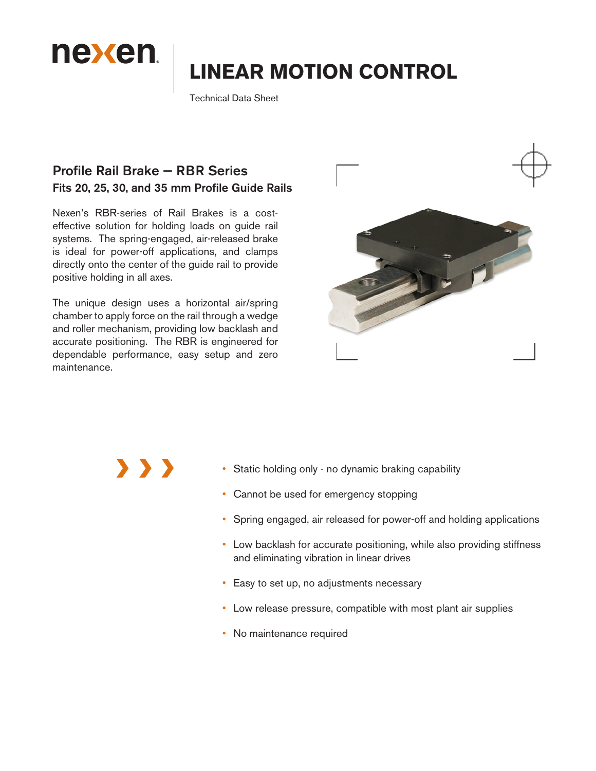nexen

# LINEAR MOTION CONTROL

Technical Data Sheet

## Profile Rail Brake — RBR Series

### Fits 20, 25, 30, and 35 mm Profile Guide Rails

Nexen's RBR-series of Rail Brakes is a cost-effective solution for holding loads on guide rail systems. The spring-engaged, air-released brake is ideal for power-off applications, and clamps directly onto the center of the guide rail to provide positive holding in all axes.

The unique design uses a horizontal air/spring chamber to apply force on the rail through a wedge and roller mechanism, providing low backlash and accurate positioning. The RBR is engineered for dependable performance, easy setup and zero maintenance.

- Static holding only - no dynamic braking capability
- Cannot be used for emergency stopping
- Spring engaged, air released for power-off and holding applications
- Low backlash for accurate positioning, while also providing stiffness and eliminating vibration in linear drives
- Easy to set up, no adjustments necessary
- Low release pressure, compatible with most plant air supplies
- No maintenance required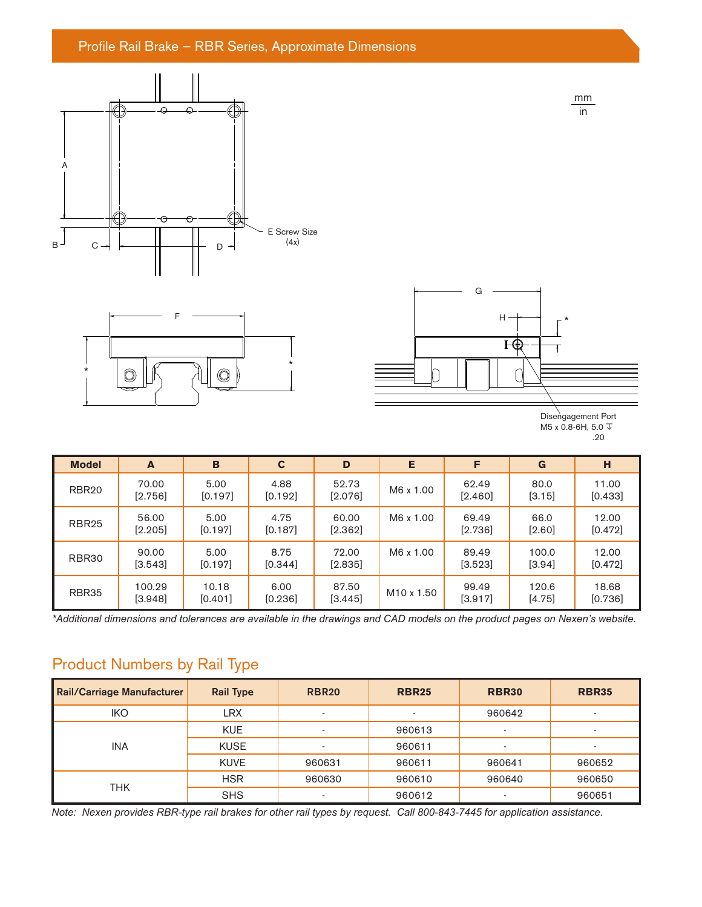## Profile Rail Brake – RBR Series, Approximate Dimensions

mm / in

E Screw Size (4x)

Disengagement Port M5 x 0.8-6H, 5.0 ↧ .20

| Model | A | B | C | D | E | F | G | H |
|---|---|---|---|---|---|---|---|---|
| RBR20 | 70.00 [2.756] | 5.00 [0.197] | 4.88 [0.192] | 52.73 [2.076] | M6 x 1.00 | 62.49 [2.460] | 80.0 [3.15] | 11.00 [0.433] |
| RBR25 | 56.00 [2.205] | 5.00 [0.197] | 4.75 [0.187] | 60.00 [2.362] | M6 x 1.00 | 69.49 [2.736] | 66.0 [2.60] | 12.00 [0.472] |
| RBR30 | 90.00 [3.543] | 5.00 [0.197] | 8.75 [0.344] | 72.00 [2.835] | M6 x 1.00 | 89.49 [3.523] | 100.0 [3.94] | 12.00 [0.472] |
| RBR35 | 100.29 [3.948] | 10.18 [0.401] | 6.00 [0.236] | 87.50 [3.445] | M10 x 1.50 | 99.49 [3.917] | 120.6 [4.75] | 18.68 [0.736] |

*\*Additional dimensions and tolerances are available in the drawings and CAD models on the product pages on Nexen's website.*

## Product Numbers by Rail Type

| Rail/Carriage Manufacturer | Rail Type | RBR20 | RBR25 | RBR30 | RBR35 |
|---|---|---|---|---|---|
| IKO | LRX | - | - | 960642 | - |
| INA | KUE | - | 960613 | - | - |
| | KUSE | - | 960611 | - | - |
| | KUVE | 960631 | 960611 | 960641 | 960652 |
| THK | HSR | 960630 | 960610 | 960640 | 960650 |
| | SHS | - | 960612 | - | 960651 |

*Note: Nexen provides RBR-type rail brakes for other rail types by request. Call 800-843-7445 for application assistance.*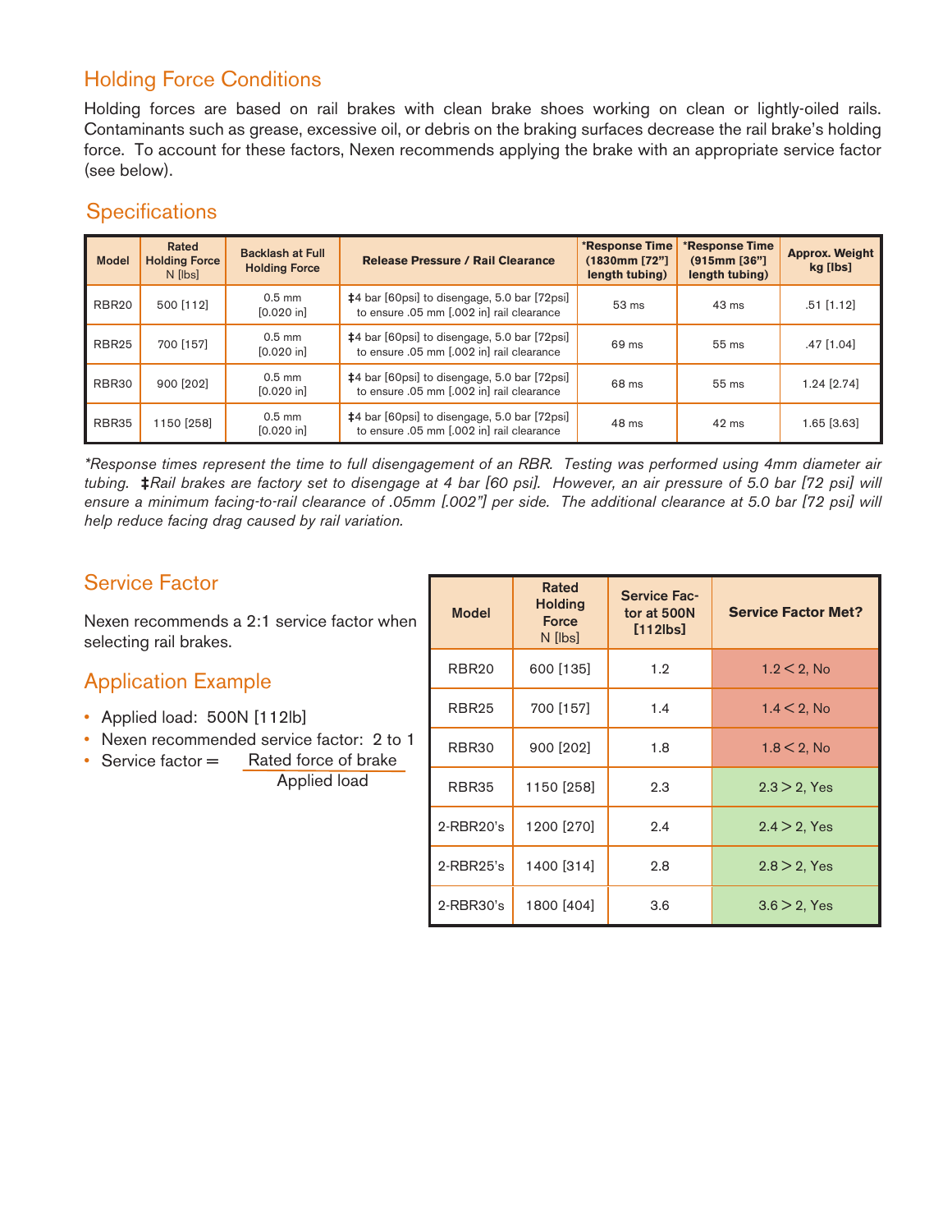## Holding Force Conditions

Holding forces are based on rail brakes with clean brake shoes working on clean or lightly-oiled rails. Contaminants such as grease, excessive oil, or debris on the braking surfaces decrease the rail brake's holding force. To account for these factors, Nexen recommends applying the brake with an appropriate service factor (see below).

## Specifications

| Model | Rated Holding Force N [lbs] | Backlash at Full Holding Force | Release Pressure / Rail Clearance | *Response Time (1830mm [72"] length tubing) | *Response Time (915mm [36"] length tubing) | Approx. Weight kg [lbs] |
|---|---|---|---|---|---|---|
| RBR20 | 500 [112] | 0.5 mm [0.020 in] | ‡4 bar [60psi] to disengage, 5.0 bar [72psi] to ensure .05 mm [.002 in] rail clearance | 53 ms | 43 ms | .51 [1.12] |
| RBR25 | 700 [157] | 0.5 mm [0.020 in] | ‡4 bar [60psi] to disengage, 5.0 bar [72psi] to ensure .05 mm [.002 in] rail clearance | 69 ms | 55 ms | .47 [1.04] |
| RBR30 | 900 [202] | 0.5 mm [0.020 in] | ‡4 bar [60psi] to disengage, 5.0 bar [72psi] to ensure .05 mm [.002 in] rail clearance | 68 ms | 55 ms | 1.24 [2.74] |
| RBR35 | 1150 [258] | 0.5 mm [0.020 in] | ‡4 bar [60psi] to disengage, 5.0 bar [72psi] to ensure .05 mm [.002 in] rail clearance | 48 ms | 42 ms | 1.65 [3.63] |

*\*Response times represent the time to full disengagement of an RBR. Testing was performed using 4mm diameter air tubing. ‡Rail brakes are factory set to disengage at 4 bar [60 psi]. However, an air pressure of 5.0 bar [72 psi] will ensure a minimum facing-to-rail clearance of .05mm [.002"] per side. The additional clearance at 5.0 bar [72 psi] will help reduce facing drag caused by rail variation.*

## Service Factor

Nexen recommends a 2:1 service factor when selecting rail brakes.

## Application Example

- Applied load: 500N [112lb]
- Nexen recommended service factor: 2 to 1
- Service factor = $\frac{\text{Rated force of brake}}{\text{Applied load}}$

| Model | Rated Holding Force N [lbs] | Service Factor at 500N [112lbs] | Service Factor Met? |
|---|---|---|---|
| RBR20 | 600 [135] | 1.2 | 1.2 < 2, No |
| RBR25 | 700 [157] | 1.4 | 1.4 < 2, No |
| RBR30 | 900 [202] | 1.8 | 1.8 < 2, No |
| RBR35 | 1150 [258] | 2.3 | 2.3 > 2, Yes |
| 2-RBR20's | 1200 [270] | 2.4 | 2.4 > 2, Yes |
| 2-RBR25's | 1400 [314] | 2.8 | 2.8 > 2, Yes |
| 2-RBR30's | 1800 [404] | 3.6 | 3.6 > 2, Yes |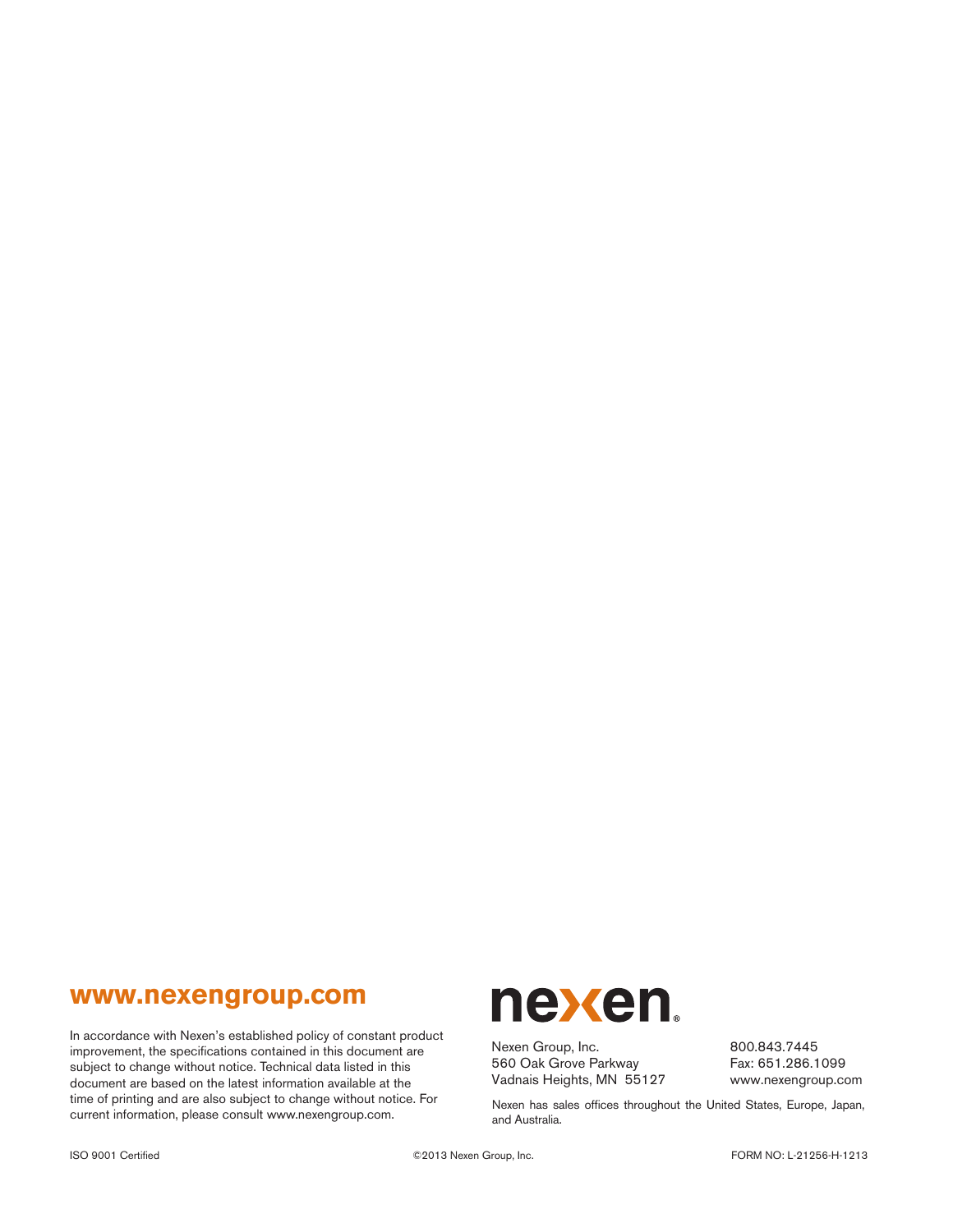## www.nexengroup.com

In accordance with Nexen's established policy of constant product improvement, the specifications contained in this document are subject to change without notice. Technical data listed in this document are based on the latest information available at the time of printing and are also subject to change without notice. For current information, please consult www.nexengroup.com.

**nexen**®

Nexen Group, Inc.
560 Oak Grove Parkway
Vadnais Heights, MN 55127

800.843.7445
Fax: 651.286.1099
www.nexengroup.com

Nexen has sales offices throughout the United States, Europe, Japan, and Australia.

ISO 9001 Certified

©2013 Nexen Group, Inc.

FORM NO: L-21256-H-1213